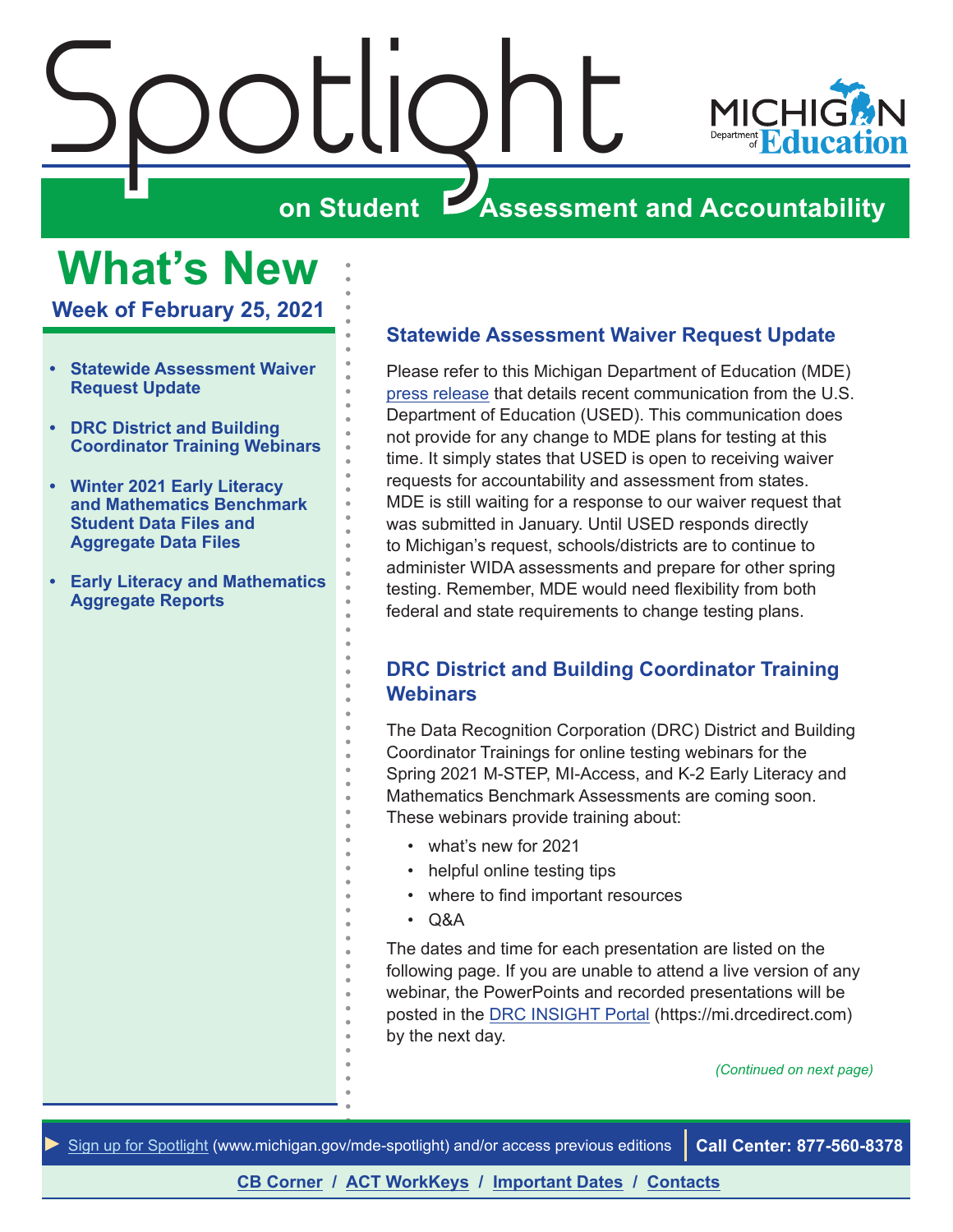# Spotlight on Student Assessment and Accountability

## What's New

### Week of February 25, 2021

- **Statewide Assessment Waiver Request Update**
- **DRC District and Building Coordinator Training Webinars**
- **Winter 2021 Early Literacy and Mathematics Benchmark Student Data Files and Aggregate Data Files**
- **Early Literacy and Mathematics Aggregate Reports**

### Statewide Assessment Waiver Request Update

Please refer to this Michigan Department of Education (MDE) press release that details recent communication from the U.S. Department of Education (USED). This communication does not provide for any change to MDE plans for testing at this time. It simply states that USED is open to receiving waiver requests for accountability and assessment from states. MDE is still waiting for a response to our waiver request that was submitted in January. Until USED responds directly to Michigan's request, schools/districts are to continue to administer WIDA assessments and prepare for other spring testing. Remember, MDE would need flexibility from both federal and state requirements to change testing plans.

### DRC District and Building Coordinator Training Webinars

The Data Recognition Corporation (DRC) District and Building Coordinator Trainings for online testing webinars for the Spring 2021 M-STEP, MI-Access, and K-2 Early Literacy and Mathematics Benchmark Assessments are coming soon. These webinars provide training about:

- what's new for 2021
- helpful online testing tips
- where to find important resources
- Q&A

The dates and time for each presentation are listed on the following page. If you are unable to attend a live version of any webinar, the PowerPoints and recorded presentations will be posted in the DRC INSIGHT Portal (https://mi.drcedirect.com) by the next day.

*(Continued on next page)*

Sign up for Spotlight (www.michigan.gov/mde-spotlight) and/or access previous editions | **Call Center: 877-560-8378**

**CB Corner / ACT WorkKeys / Important Dates / Contacts**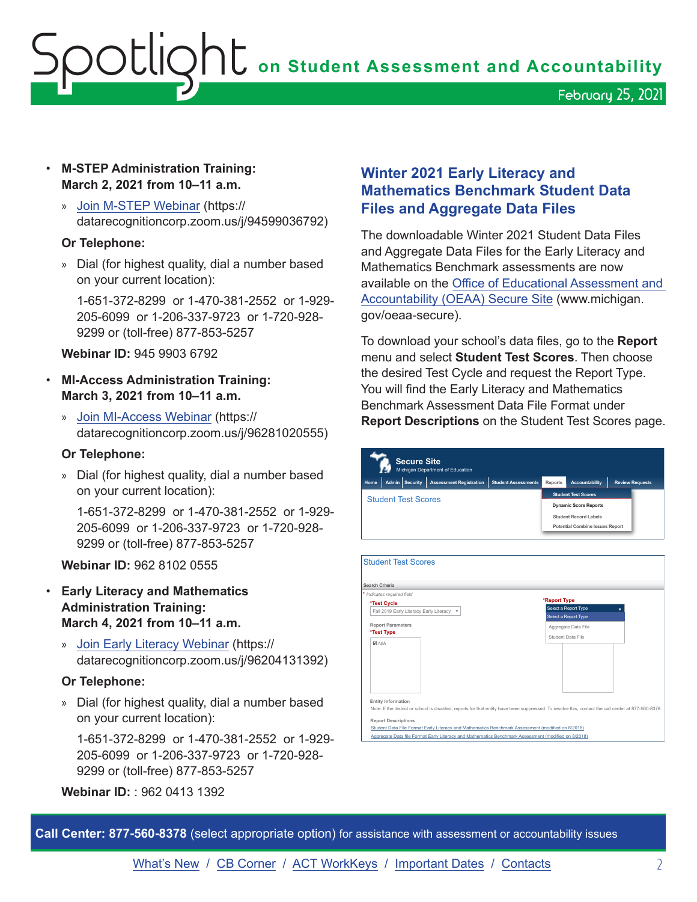- **M-STEP Administration Training: March 2, 2021 from 10–11 a.m.**
  - Join M-STEP Webinar (https://datarecognitioncorp.zoom.us/j/94599036792)

  **Or Telephone:**

  - Dial (for highest quality, dial a number based on your current location):

    1-651-372-8299 or 1-470-381-2552 or 1-929-205-6099 or 1-206-337-9723 or 1-720-928-9299 or (toll-free) 877-853-5257

  **Webinar ID:** 945 9903 6792

- **MI-Access Administration Training: March 3, 2021 from 10–11 a.m.**
  - Join MI-Access Webinar (https://datarecognitioncorp.zoom.us/j/96281020555)

  **Or Telephone:**

  - Dial (for highest quality, dial a number based on your current location):

    1-651-372-8299 or 1-470-381-2552 or 1-929-205-6099 or 1-206-337-9723 or 1-720-928-9299 or (toll-free) 877-853-5257

  **Webinar ID:** 962 8102 0555

- **Early Literacy and Mathematics Administration Training: March 4, 2021 from 10–11 a.m.**
  - Join Early Literacy Webinar (https://datarecognitioncorp.zoom.us/j/96204131392)

  **Or Telephone:**

  - Dial (for highest quality, dial a number based on your current location):

    1-651-372-8299 or 1-470-381-2552 or 1-929-205-6099 or 1-206-337-9723 or 1-720-928-9299 or (toll-free) 877-853-5257

  **Webinar ID:** : 962 0413 1392

## Winter 2021 Early Literacy and Mathematics Benchmark Student Data Files and Aggregate Data Files

The downloadable Winter 2021 Student Data Files and Aggregate Data Files for the Early Literacy and Mathematics Benchmark assessments are now available on the Office of Educational Assessment and Accountability (OEAA) Secure Site (www.michigan.gov/oeaa-secure).

To download your school's data files, go to the **Report** menu and select **Student Test Scores**. Then choose the desired Test Cycle and request the Report Type. You will find the Early Literacy and Mathematics Benchmark Assessment Data File Format under **Report Descriptions** on the Student Test Scores page.

**Call Center: 877-560-8378** (select appropriate option) for assistance with assessment or accountability issues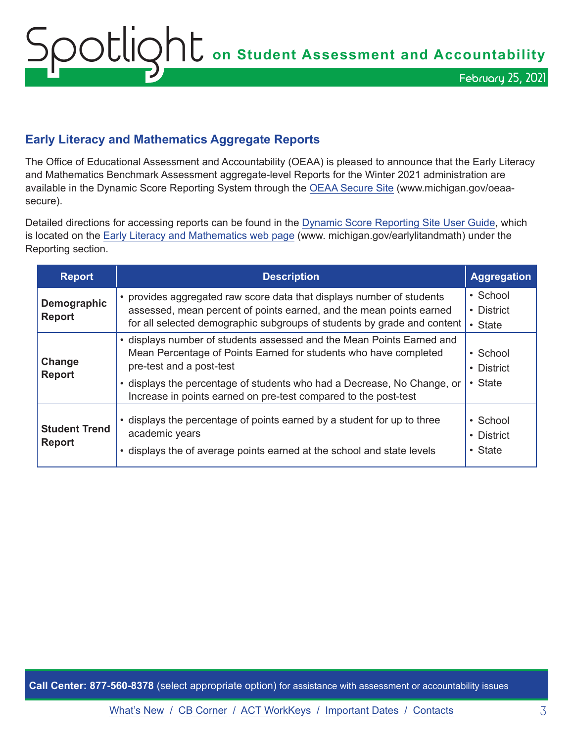## Early Literacy and Mathematics Aggregate Reports

The Office of Educational Assessment and Accountability (OEAA) is pleased to announce that the Early Literacy and Mathematics Benchmark Assessment aggregate-level Reports for the Winter 2021 administration are available in the Dynamic Score Reporting System through the OEAA Secure Site (www.michigan.gov/oeaa-secure).

Detailed directions for accessing reports can be found in the Dynamic Score Reporting Site User Guide, which is located on the Early Literacy and Mathematics web page (www. michigan.gov/earlylitandmath) under the Reporting section.

| Report | Description | Aggregation |
|---|---|---|
| **Demographic Report** | • provides aggregated raw score data that displays number of students assessed, mean percent of points earned, and the mean points earned for all selected demographic subgroups of students by grade and content | • School<br>• District<br>• State |
| **Change Report** | • displays number of students assessed and the Mean Points Earned and Mean Percentage of Points Earned for students who have completed pre-test and a post-test<br>• displays the percentage of students who had a Decrease, No Change, or Increase in points earned on pre-test compared to the post-test | • School<br>• District<br>• State |
| **Student Trend Report** | • displays the percentage of points earned by a student for up to three academic years<br>• displays the of average points earned at the school and state levels | • School<br>• District<br>• State |

**Call Center: 877-560-8378** (select appropriate option) for assistance with assessment or accountability issues

What's New / CB Corner / ACT WorkKeys / Important Dates / Contacts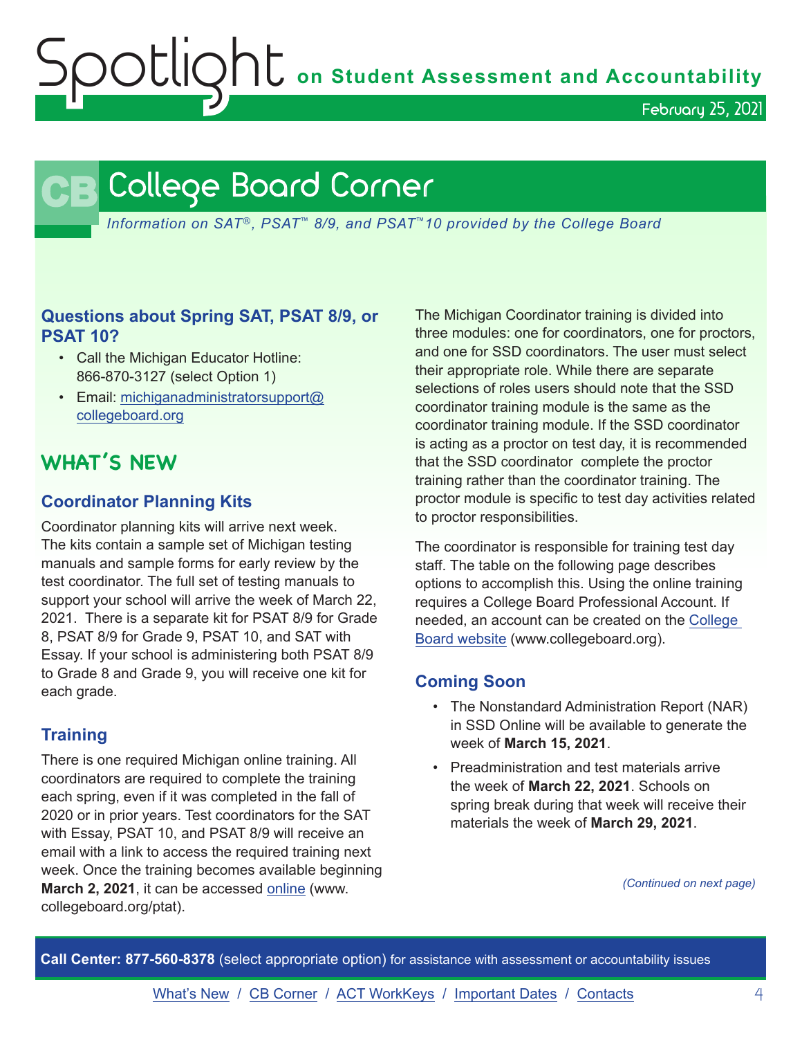# College Board Corner

*Information on SAT®, PSAT™ 8/9, and PSAT™10 provided by the College Board*

### Questions about Spring SAT, PSAT 8/9, or PSAT 10?

- Call the Michigan Educator Hotline: 866-870-3127 (select Option 1)
- Email: michiganadministratorsupport@collegeboard.org

## WHAT'S NEW

### Coordinator Planning Kits

Coordinator planning kits will arrive next week. The kits contain a sample set of Michigan testing manuals and sample forms for early review by the test coordinator. The full set of testing manuals to support your school will arrive the week of March 22, 2021. There is a separate kit for PSAT 8/9 for Grade 8, PSAT 8/9 for Grade 9, PSAT 10, and SAT with Essay. If your school is administering both PSAT 8/9 to Grade 8 and Grade 9, you will receive one kit for each grade.

### Training

There is one required Michigan online training. All coordinators are required to complete the training each spring, even if it was completed in the fall of 2020 or in prior years. Test coordinators for the SAT with Essay, PSAT 10, and PSAT 8/9 will receive an email with a link to access the required training next week. Once the training becomes available beginning **March 2, 2021**, it can be accessed online (www.collegeboard.org/ptat).

The Michigan Coordinator training is divided into three modules: one for coordinators, one for proctors, and one for SSD coordinators. The user must select their appropriate role. While there are separate selections of roles users should note that the SSD coordinator training module is the same as the coordinator training module. If the SSD coordinator is acting as a proctor on test day, it is recommended that the SSD coordinator complete the proctor training rather than the coordinator training. The proctor module is specific to test day activities related to proctor responsibilities.

The coordinator is responsible for training test day staff. The table on the following page describes options to accomplish this. Using the online training requires a College Board Professional Account. If needed, an account can be created on the College Board website (www.collegeboard.org).

### Coming Soon

- The Nonstandard Administration Report (NAR) in SSD Online will be available to generate the week of **March 15, 2021**.
- Preadministration and test materials arrive the week of **March 22, 2021**. Schools on spring break during that week will receive their materials the week of **March 29, 2021**.

*(Continued on next page)*

**Call Center: 877-560-8378** (select appropriate option) for assistance with assessment or accountability issues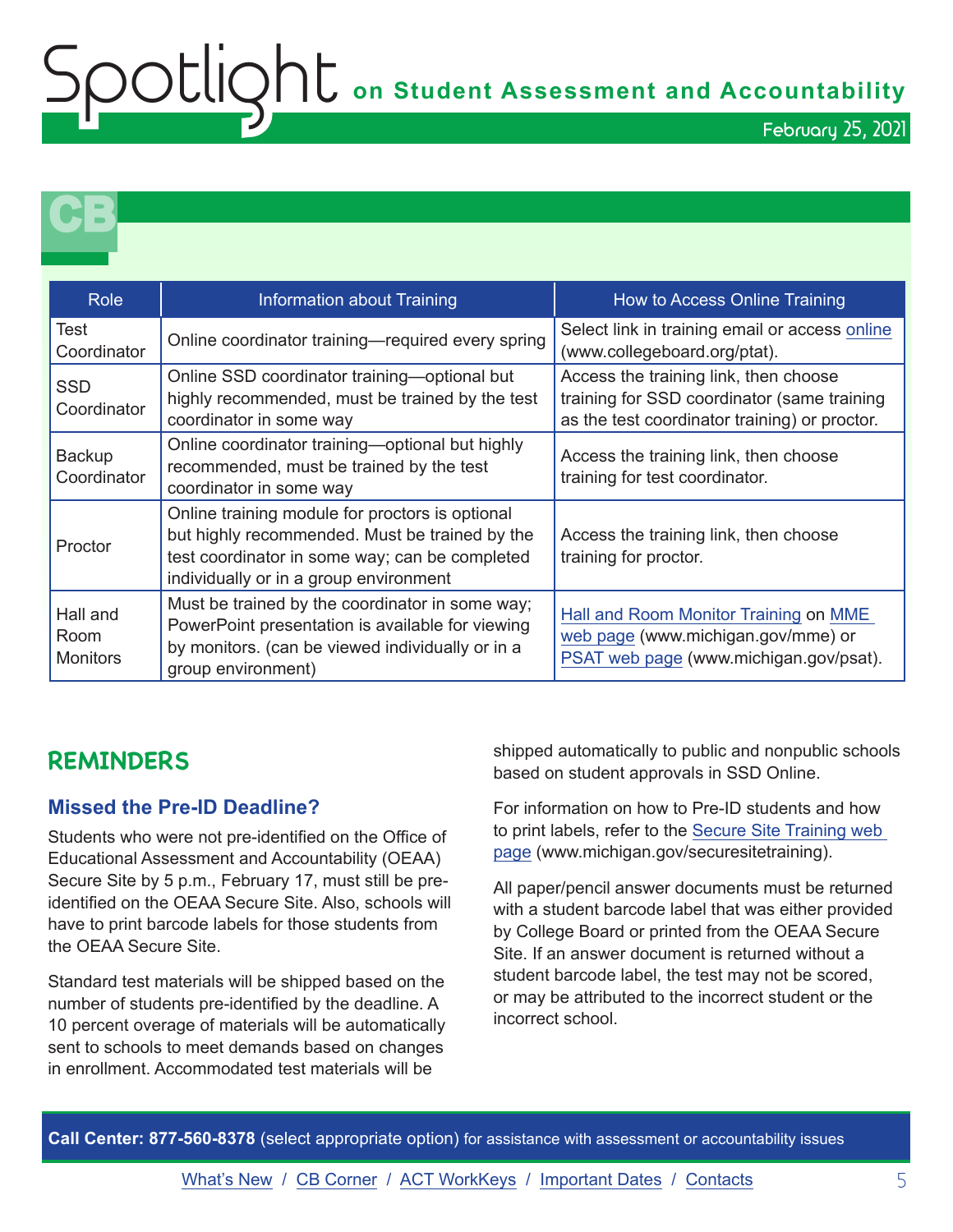| Role | Information about Training | How to Access Online Training |
|---|---|---|
| Test Coordinator | Online coordinator training—required every spring | Select link in training email or access online (www.collegeboard.org/ptat). |
| SSD Coordinator | Online SSD coordinator training—optional but highly recommended, must be trained by the test coordinator in some way | Access the training link, then choose training for SSD coordinator (same training as the test coordinator training) or proctor. |
| Backup Coordinator | Online coordinator training—optional but highly recommended, must be trained by the test coordinator in some way | Access the training link, then choose training for test coordinator. |
| Proctor | Online training module for proctors is optional but highly recommended. Must be trained by the test coordinator in some way; can be completed individually or in a group environment | Access the training link, then choose training for proctor. |
| Hall and Room Monitors | Must be trained by the coordinator in some way; PowerPoint presentation is available for viewing by monitors. (can be viewed individually or in a group environment) | Hall and Room Monitor Training on MME web page (www.michigan.gov/mme) or PSAT web page (www.michigan.gov/psat). |

## REMINDERS

### Missed the Pre-ID Deadline?

Students who were not pre-identified on the Office of Educational Assessment and Accountability (OEAA) Secure Site by 5 p.m., February 17, must still be pre-identified on the OEAA Secure Site. Also, schools will have to print barcode labels for those students from the OEAA Secure Site.

Standard test materials will be shipped based on the number of students pre-identified by the deadline. A 10 percent overage of materials will be automatically sent to schools to meet demands based on changes in enrollment. Accommodated test materials will be shipped automatically to public and nonpublic schools based on student approvals in SSD Online.

For information on how to Pre-ID students and how to print labels, refer to the Secure Site Training web page (www.michigan.gov/securesitetraining).

All paper/pencil answer documents must be returned with a student barcode label that was either provided by College Board or printed from the OEAA Secure Site. If an answer document is returned without a student barcode label, the test may not be scored, or may be attributed to the incorrect student or the incorrect school.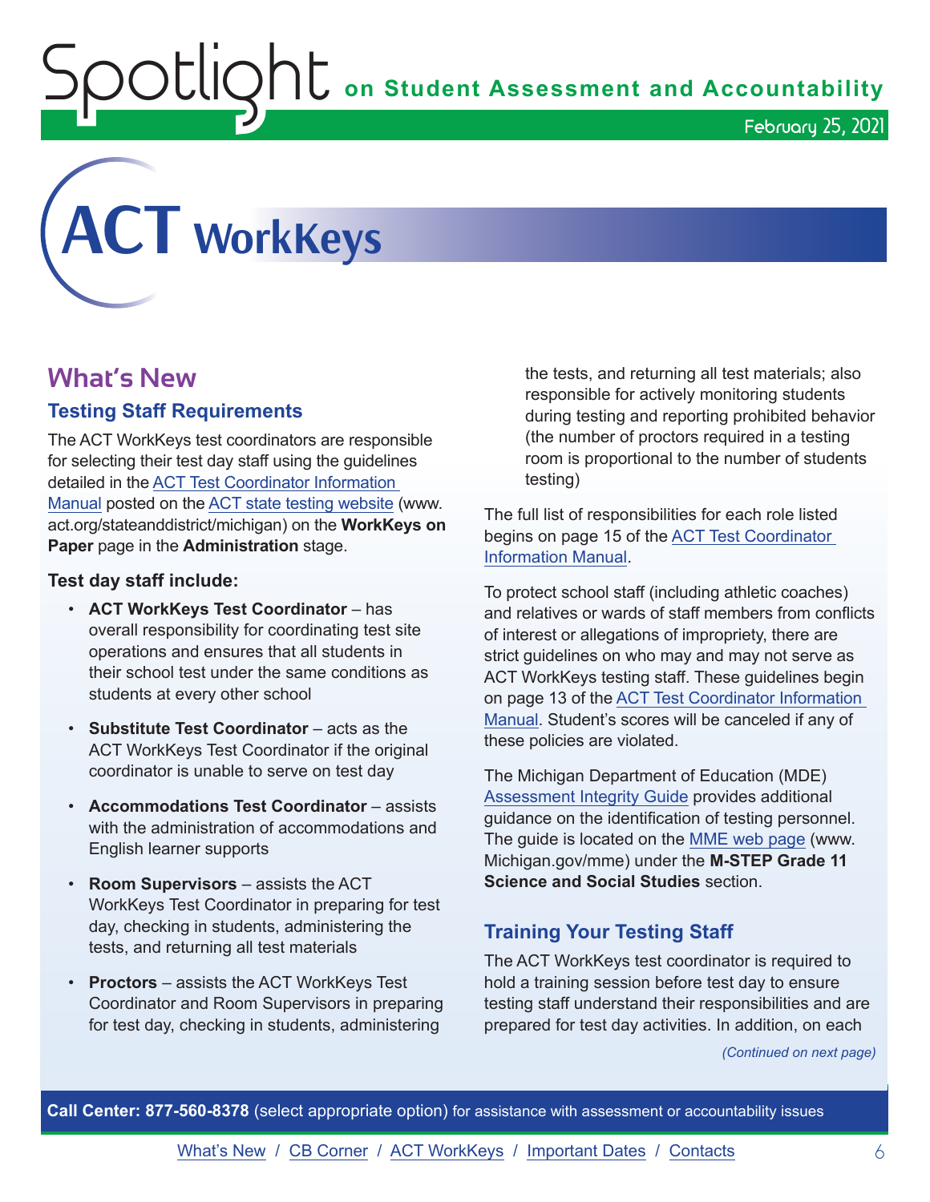# ACT WorkKeys

## What's New

### Testing Staff Requirements

The ACT WorkKeys test coordinators are responsible for selecting their test day staff using the guidelines detailed in the ACT Test Coordinator Information Manual posted on the ACT state testing website (www.act.org/stateanddistrict/michigan) on the **WorkKeys on Paper** page in the **Administration** stage.

**Test day staff include:**

- **ACT WorkKeys Test Coordinator** – has overall responsibility for coordinating test site operations and ensures that all students in their school test under the same conditions as students at every other school
- **Substitute Test Coordinator** – acts as the ACT WorkKeys Test Coordinator if the original coordinator is unable to serve on test day
- **Accommodations Test Coordinator** – assists with the administration of accommodations and English learner supports
- **Room Supervisors** – assists the ACT WorkKeys Test Coordinator in preparing for test day, checking in students, administering the tests, and returning all test materials
- **Proctors** – assists the ACT WorkKeys Test Coordinator and Room Supervisors in preparing for test day, checking in students, administering the tests, and returning all test materials; also responsible for actively monitoring students during testing and reporting prohibited behavior (the number of proctors required in a testing room is proportional to the number of students testing)

The full list of responsibilities for each role listed begins on page 15 of the ACT Test Coordinator Information Manual.

To protect school staff (including athletic coaches) and relatives or wards of staff members from conflicts of interest or allegations of impropriety, there are strict guidelines on who may and may not serve as ACT WorkKeys testing staff. These guidelines begin on page 13 of the ACT Test Coordinator Information Manual. Student's scores will be canceled if any of these policies are violated.

The Michigan Department of Education (MDE) Assessment Integrity Guide provides additional guidance on the identification of testing personnel. The guide is located on the MME web page (www.Michigan.gov/mme) under the **M-STEP Grade 11 Science and Social Studies** section.

### Training Your Testing Staff

The ACT WorkKeys test coordinator is required to hold a training session before test day to ensure testing staff understand their responsibilities and are prepared for test day activities. In addition, on each

*(Continued on next page)*

**Call Center: 877-560-8378** (select appropriate option) for assistance with assessment or accountability issues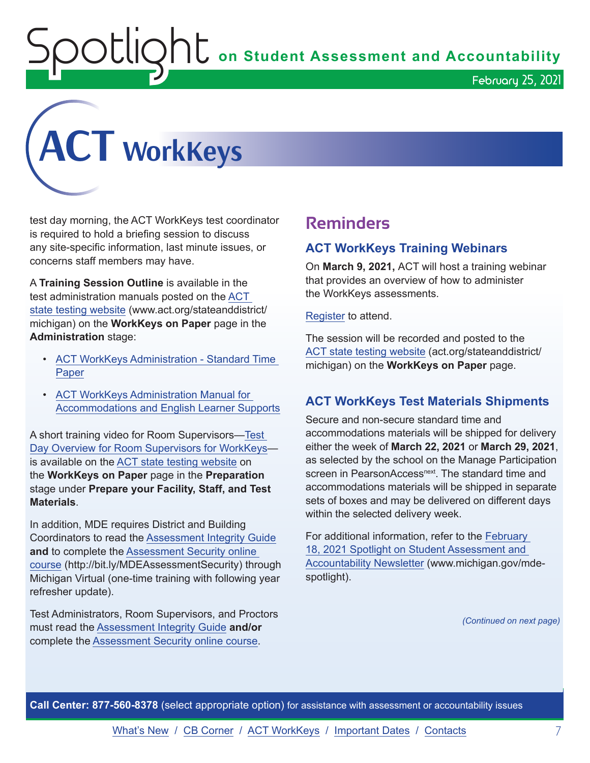# ACT WorkKeys

test day morning, the ACT WorkKeys test coordinator is required to hold a briefing session to discuss any site-specific information, last minute issues, or concerns staff members may have.

A **Training Session Outline** is available in the test administration manuals posted on the ACT state testing website (www.act.org/stateanddistrict/michigan) on the **WorkKeys on Paper** page in the **Administration** stage:

- ACT WorkKeys Administration - Standard Time Paper
- ACT WorkKeys Administration Manual for Accommodations and English Learner Supports

A short training video for Room Supervisors—Test Day Overview for Room Supervisors for WorkKeys—is available on the ACT state testing website on the **WorkKeys on Paper** page in the **Preparation** stage under **Prepare your Facility, Staff, and Test Materials**.

In addition, MDE requires District and Building Coordinators to read the Assessment Integrity Guide **and** to complete the Assessment Security online course (http://bit.ly/MDEAssessmentSecurity) through Michigan Virtual (one-time training with following year refresher update).

Test Administrators, Room Supervisors, and Proctors must read the Assessment Integrity Guide **and/or** complete the Assessment Security online course.

## Reminders

### ACT WorkKeys Training Webinars

On **March 9, 2021,** ACT will host a training webinar that provides an overview of how to administer the WorkKeys assessments.

Register to attend.

The session will be recorded and posted to the ACT state testing website (act.org/stateanddistrict/michigan) on the **WorkKeys on Paper** page.

### ACT WorkKeys Test Materials Shipments

Secure and non-secure standard time and accommodations materials will be shipped for delivery either the week of **March 22, 2021** or **March 29, 2021**, as selected by the school on the Manage Participation screen in PearsonAccess[next]. The standard time and accommodations materials will be shipped in separate sets of boxes and may be delivered on different days within the selected delivery week.

For additional information, refer to the February 18, 2021 Spotlight on Student Assessment and Accountability Newsletter (www.michigan.gov/mde-spotlight).

*(Continued on next page)*

**Call Center: 877-560-8378** (select appropriate option) for assistance with assessment or accountability issues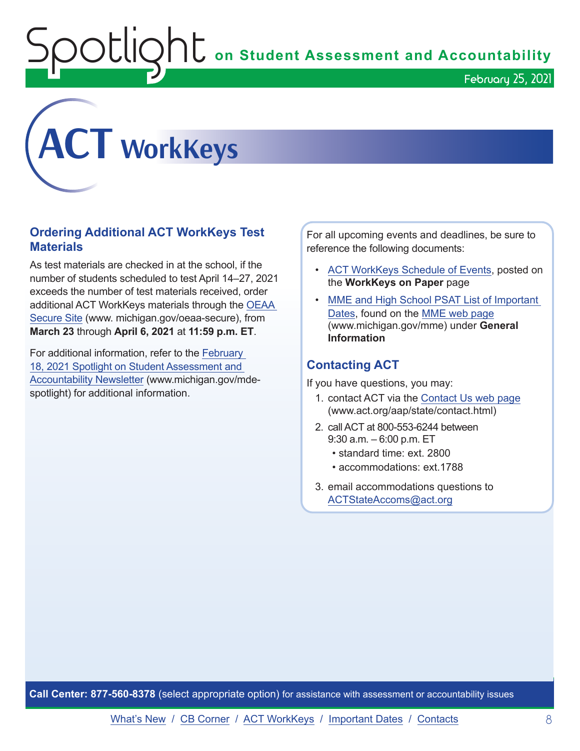# ACT WorkKeys

## Ordering Additional ACT WorkKeys Test Materials

As test materials are checked in at the school, if the number of students scheduled to test April 14–27, 2021 exceeds the number of test materials received, order additional ACT WorkKeys materials through the OEAA Secure Site (www. michigan.gov/oeaa-secure), from **March 23** through **April 6, 2021** at **11:59 p.m. ET**.

For additional information, refer to the February 18, 2021 Spotlight on Student Assessment and Accountability Newsletter (www.michigan.gov/mde-spotlight) for additional information.

For all upcoming events and deadlines, be sure to reference the following documents:

- ACT WorkKeys Schedule of Events, posted on the **WorkKeys on Paper** page
- MME and High School PSAT List of Important Dates, found on the MME web page (www.michigan.gov/mme) under **General Information**

## Contacting ACT

If you have questions, you may:

1. contact ACT via the Contact Us web page (www.act.org/aap/state/contact.html)
2. call ACT at 800-553-6244 between 9:30 a.m. – 6:00 p.m. ET
   - standard time: ext. 2800
   - accommodations: ext.1788
3. email accommodations questions to ACTStateAccoms@act.org

**Call Center: 877-560-8378** (select appropriate option) for assistance with assessment or accountability issues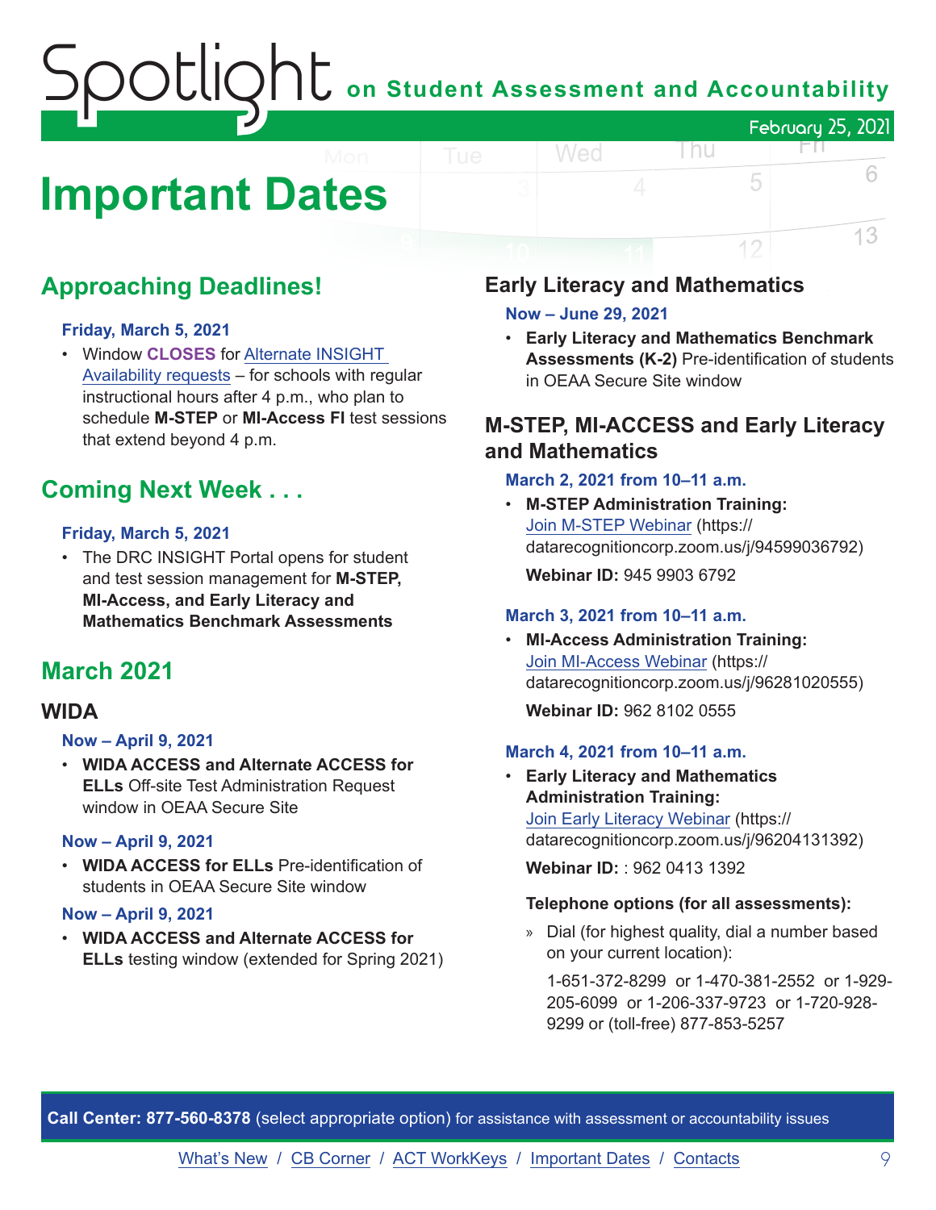# Important Dates

## Approaching Deadlines!

#### Friday, March 5, 2021

- Window **CLOSES** for Alternate INSIGHT Availability requests – for schools with regular instructional hours after 4 p.m., who plan to schedule **M-STEP** or **MI-Access FI** test sessions that extend beyond 4 p.m.

## Coming Next Week . . .

#### Friday, March 5, 2021

- The DRC INSIGHT Portal opens for student and test session management for **M-STEP, MI-Access, and Early Literacy and Mathematics Benchmark Assessments**

## March 2021

### WIDA

#### Now – April 9, 2021

- **WIDA ACCESS and Alternate ACCESS for ELLs** Off-site Test Administration Request window in OEAA Secure Site

#### Now – April 9, 2021

- **WIDA ACCESS for ELLs** Pre-identification of students in OEAA Secure Site window

#### Now – April 9, 2021

- **WIDA ACCESS and Alternate ACCESS for ELLs** testing window (extended for Spring 2021)

### Early Literacy and Mathematics

#### Now – June 29, 2021

- **Early Literacy and Mathematics Benchmark Assessments (K-2)** Pre-identification of students in OEAA Secure Site window

### M-STEP, MI-ACCESS and Early Literacy and Mathematics

#### March 2, 2021 from 10–11 a.m.

- **M-STEP Administration Training:** Join M-STEP Webinar (https://datarecognitioncorp.zoom.us/j/94599036792)

  **Webinar ID:** 945 9903 6792

#### March 3, 2021 from 10–11 a.m.

- **MI-Access Administration Training:** Join MI-Access Webinar (https://datarecognitioncorp.zoom.us/j/96281020555)

  **Webinar ID:** 962 8102 0555

#### March 4, 2021 from 10–11 a.m.

- **Early Literacy and Mathematics Administration Training:** Join Early Literacy Webinar (https://datarecognitioncorp.zoom.us/j/96204131392)

  **Webinar ID:** : 962 0413 1392

  **Telephone options (for all assessments):**

  » Dial (for highest quality, dial a number based on your current location):

  1-651-372-8299 or 1-470-381-2552 or 1-929-205-6099 or 1-206-337-9723 or 1-720-928-9299 or (toll-free) 877-853-5257

**Call Center: 877-560-8378** (select appropriate option) for assistance with assessment or accountability issues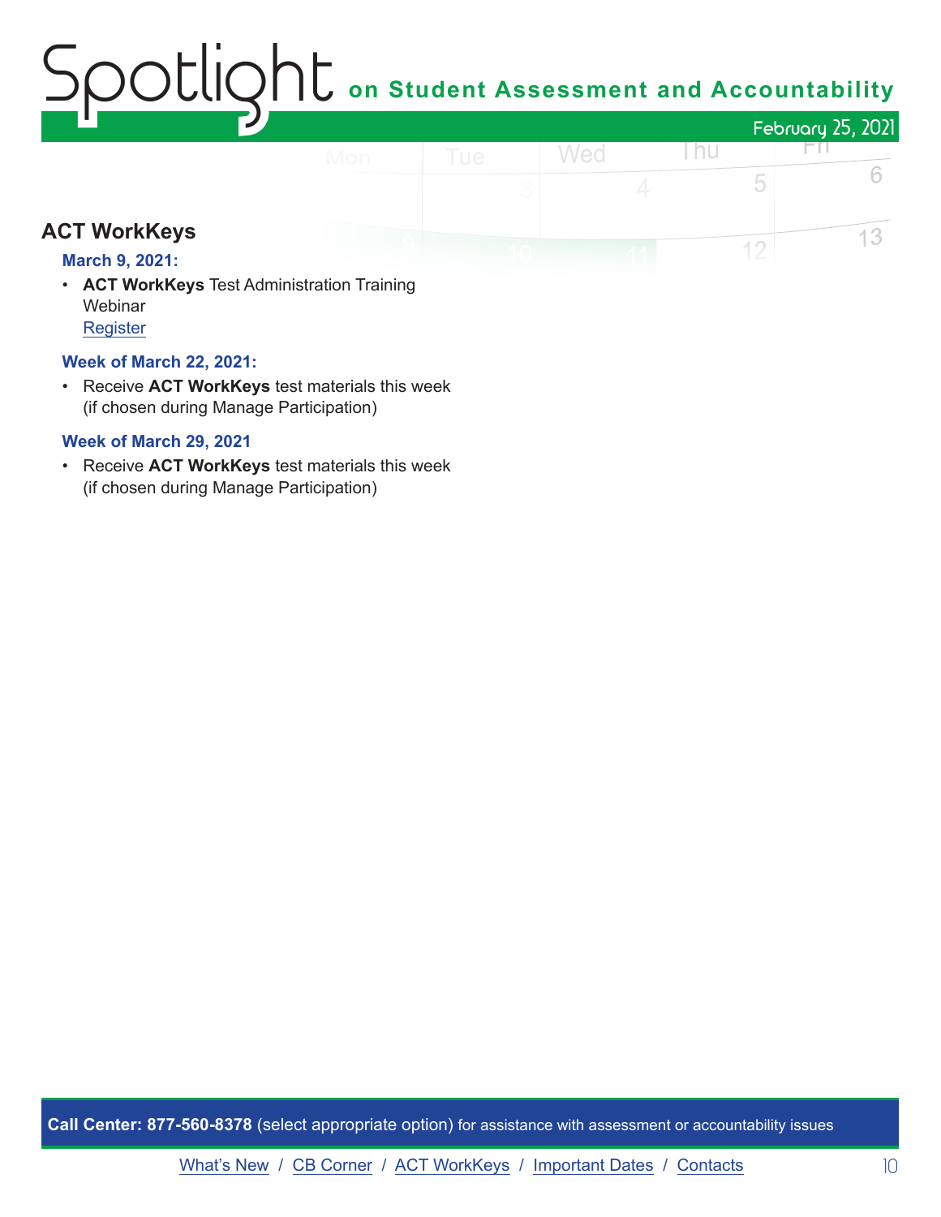## ACT WorkKeys

**March 9, 2021:**

- **ACT WorkKeys** Test Administration Training Webinar
  Register

**Week of March 22, 2021:**

- Receive **ACT WorkKeys** test materials this week (if chosen during Manage Participation)

**Week of March 29, 2021**

- Receive **ACT WorkKeys** test materials this week (if chosen during Manage Participation)

**Call Center: 877-560-8378** (select appropriate option) for assistance with assessment or accountability issues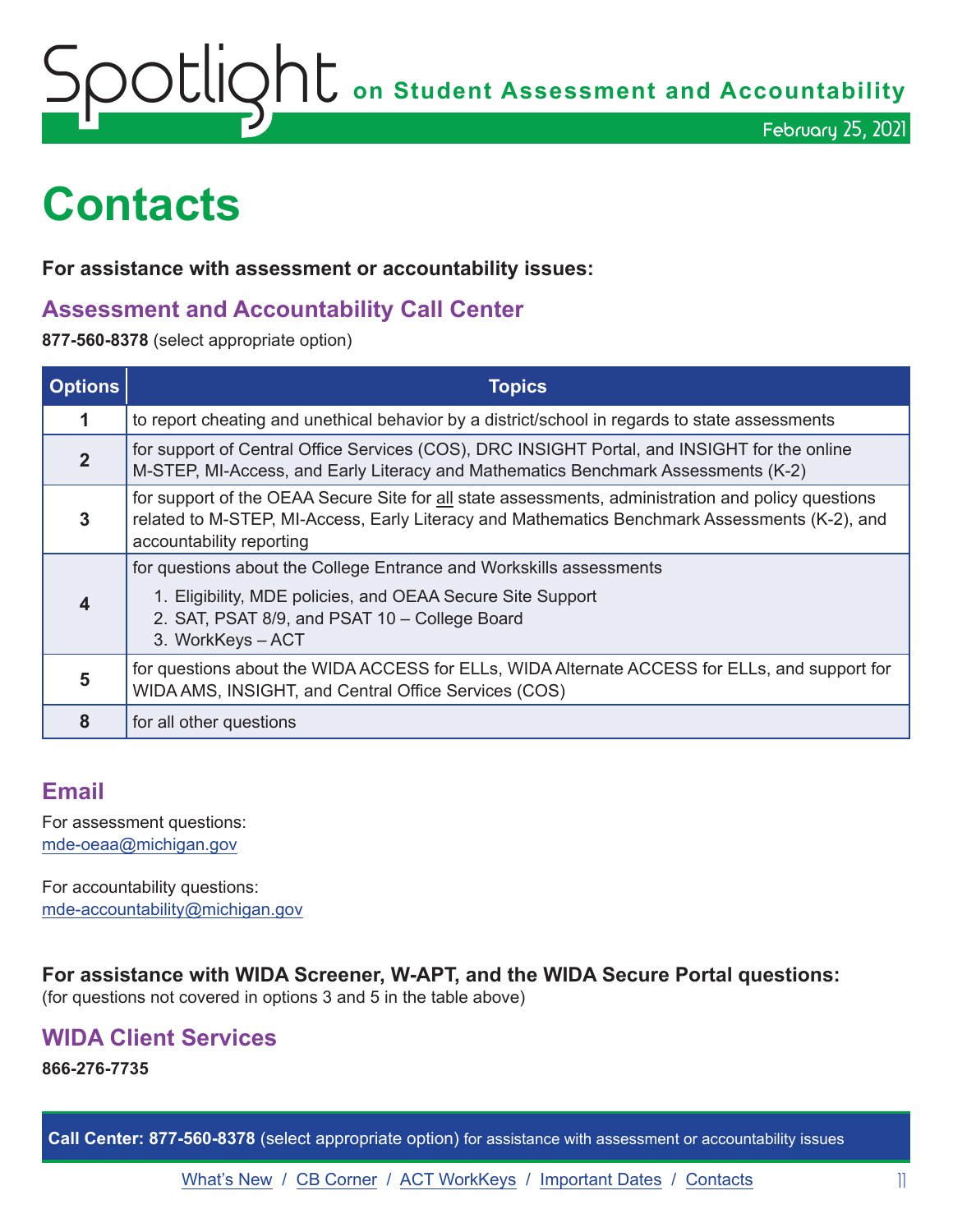# Contacts

**For assistance with assessment or accountability issues:**

## Assessment and Accountability Call Center

**877-560-8378** (select appropriate option)

| Options | Topics |
|---|---|
| **1** | to report cheating and unethical behavior by a district/school in regards to state assessments |
| **2** | for support of Central Office Services (COS), DRC INSIGHT Portal, and INSIGHT for the online M-STEP, MI-Access, and Early Literacy and Mathematics Benchmark Assessments (K-2) |
| **3** | for support of the OEAA Secure Site for all state assessments, administration and policy questions related to M-STEP, MI-Access, Early Literacy and Mathematics Benchmark Assessments (K-2), and accountability reporting |
| **4** | for questions about the College Entrance and Workskills assessments<br>1. Eligibility, MDE policies, and OEAA Secure Site Support<br>2. SAT, PSAT 8/9, and PSAT 10 – College Board<br>3. WorkKeys – ACT |
| **5** | for questions about the WIDA ACCESS for ELLs, WIDA Alternate ACCESS for ELLs, and support for WIDA AMS, INSIGHT, and Central Office Services (COS) |
| **8** | for all other questions |

## Email

For assessment questions:
mde-oeaa@michigan.gov

For accountability questions:
mde-accountability@michigan.gov

**For assistance with WIDA Screener, W-APT, and the WIDA Secure Portal questions:**
(for questions not covered in options 3 and 5 in the table above)

## WIDA Client Services

**866-276-7735**

**Call Center: 877-560-8378** (select appropriate option) for assistance with assessment or accountability issues

What's New / CB Corner / ACT WorkKeys / Important Dates / Contacts